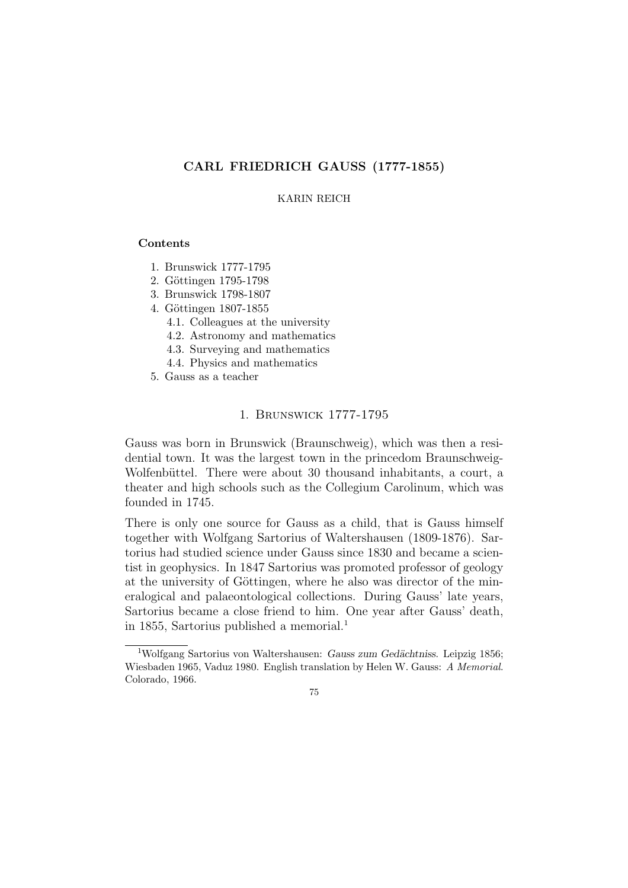# CARL FRIEDRICH GAUSS (1777-1855)

KARIN REICH

**Contents**

1. Brunswick 1777-1795
2. Göttingen 1795-1798
3. Brunswick 1798-1807
4. Göttingen 1807-1855
   - 4.1. Colleagues at the university
   - 4.2. Astronomy and mathematics
   - 4.3. Surveying and mathematics
   - 4.4. Physics and mathematics
5. Gauss as a teacher

## 1. Brunswick 1777-1795

Gauss was born in Brunswick (Braunschweig), which was then a residential town. It was the largest town in the princedom Braunschweig-Wolfenbüttel. There were about 30 thousand inhabitants, a court, a theater and high schools such as the Collegium Carolinum, which was founded in 1745.

There is only one source for Gauss as a child, that is Gauss himself together with Wolfgang Sartorius of Waltershausen (1809-1876). Sartorius had studied science under Gauss since 1830 and became a scientist in geophysics. In 1847 Sartorius was promoted professor of geology at the university of Göttingen, where he also was director of the mineralogical and palaeontological collections. During Gauss' late years, Sartorius became a close friend to him. One year after Gauss' death, in 1855, Sartorius published a memorial.[1]

[1] Wolfgang Sartorius von Waltershausen: *Gauss zum Gedächtniss*. Leipzig 1856; Wiesbaden 1965, Vaduz 1980. English translation by Helen W. Gauss: *A Memorial*. Colorado, 1966.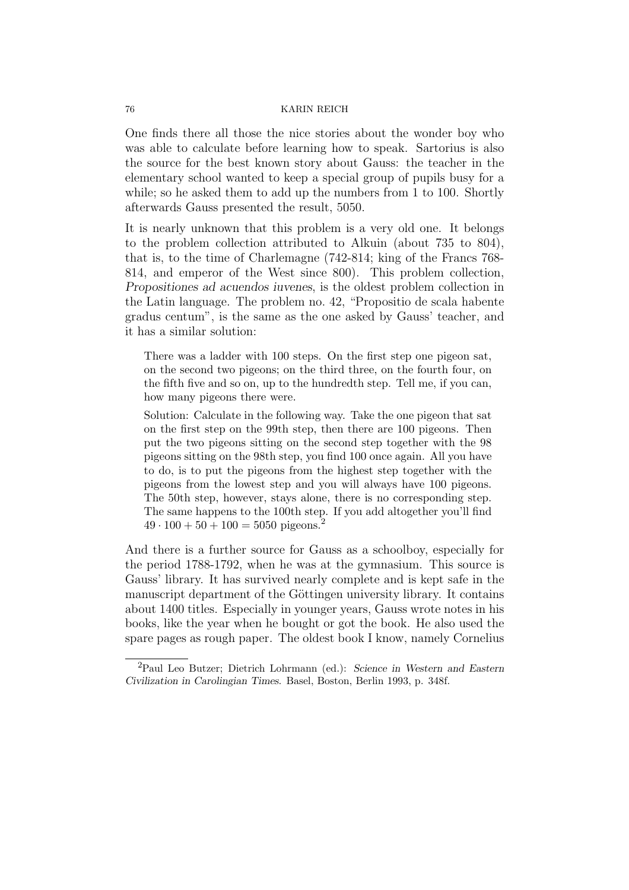One finds there all those the nice stories about the wonder boy who was able to calculate before learning how to speak. Sartorius is also the source for the best known story about Gauss: the teacher in the elementary school wanted to keep a special group of pupils busy for a while; so he asked them to add up the numbers from 1 to 100. Shortly afterwards Gauss presented the result, 5050.

It is nearly unknown that this problem is a very old one. It belongs to the problem collection attributed to Alkuin (about 735 to 804), that is, to the time of Charlemagne (742-814; king of the Francs 768-814, and emperor of the West since 800). This problem collection, *Propositiones ad acuendos iuvenes*, is the oldest problem collection in the Latin language. The problem no. 42, "Propositio de scala habente gradus centum", is the same as the one asked by Gauss' teacher, and it has a similar solution:

> There was a ladder with 100 steps. On the first step one pigeon sat, on the second two pigeons; on the third three, on the fourth four, on the fifth five and so on, up to the hundredth step. Tell me, if you can, how many pigeons there were.
>
> Solution: Calculate in the following way. Take the one pigeon that sat on the first step on the 99th step, then there are 100 pigeons. Then put the two pigeons sitting on the second step together with the 98 pigeons sitting on the 98th step, you find 100 once again. All you have to do, is to put the pigeons from the highest step together with the pigeons from the lowest step and you will always have 100 pigeons. The 50th step, however, stays alone, there is no corresponding step. The same happens to the 100th step. If you add altogether you'll find $49 \cdot 100 + 50 + 100 = 5050$ pigeons.[2]

And there is a further source for Gauss as a schoolboy, especially for the period 1788-1792, when he was at the gymnasium. This source is Gauss' library. It has survived nearly complete and is kept safe in the manuscript department of the Göttingen university library. It contains about 1400 titles. Especially in younger years, Gauss wrote notes in his books, like the year when he bought or got the book. He also used the spare pages as rough paper. The oldest book I know, namely Cornelius

---

[2] Paul Leo Butzer; Dietrich Lohrmann (ed.): *Science in Western and Eastern Civilization in Carolingian Times*. Basel, Boston, Berlin 1993, p. 348f.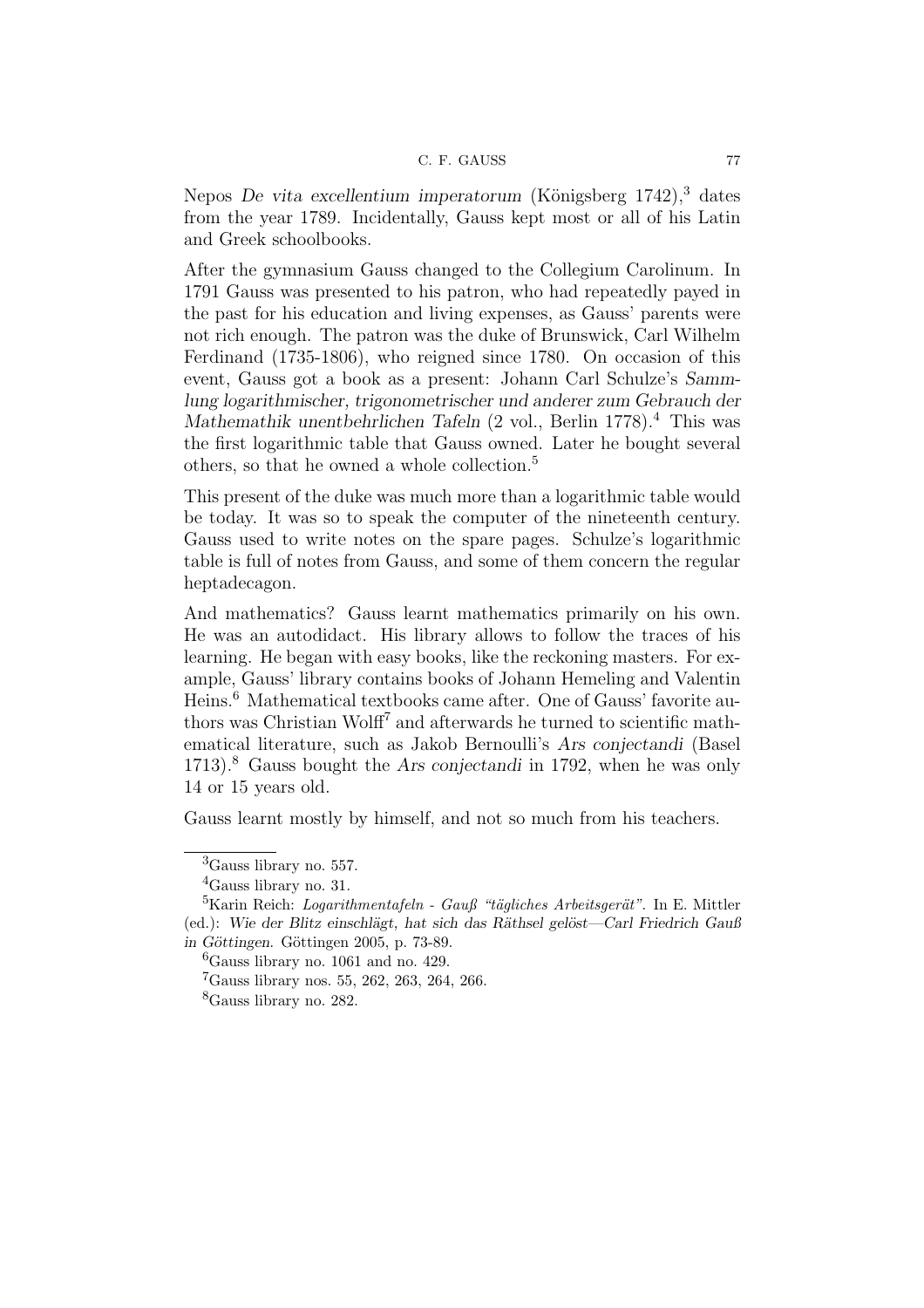Nepos *De vita excellentium imperatorum* (Königsberg 1742),[3] dates from the year 1789. Incidentally, Gauss kept most or all of his Latin and Greek schoolbooks.

After the gymnasium Gauss changed to the Collegium Carolinum. In 1791 Gauss was presented to his patron, who had repeatedly payed in the past for his education and living expenses, as Gauss' parents were not rich enough. The patron was the duke of Brunswick, Carl Wilhelm Ferdinand (1735-1806), who reigned since 1780. On occasion of this event, Gauss got a book as a present: Johann Carl Schulze's *Sammlung logarithmischer, trigonometrischer und anderer zum Gebrauch der Mathemathik unentbehrlichen Tafeln* (2 vol., Berlin 1778).[4] This was the first logarithmic table that Gauss owned. Later he bought several others, so that he owned a whole collection.[5]

This present of the duke was much more than a logarithmic table would be today. It was so to speak the computer of the nineteenth century. Gauss used to write notes on the spare pages. Schulze's logarithmic table is full of notes from Gauss, and some of them concern the regular heptadecagon.

And mathematics? Gauss learnt mathematics primarily on his own. He was an autodidact. His library allows to follow the traces of his learning. He began with easy books, like the reckoning masters. For example, Gauss' library contains books of Johann Hemeling and Valentin Heins.[6] Mathematical textbooks came after. One of Gauss' favorite authors was Christian Wolff[7] and afterwards he turned to scientific mathematical literature, such as Jakob Bernoulli's *Ars conjectandi* (Basel 1713).[8] Gauss bought the *Ars conjectandi* in 1792, when he was only 14 or 15 years old.

Gauss learnt mostly by himself, and not so much from his teachers.

---

[3] Gauss library no. 557.

[4] Gauss library no. 31.

[5] Karin Reich: *Logarithmentafeln - Gauß "tägliches Arbeitsgerät"*. In E. Mittler (ed.): *Wie der Blitz einschlägt, hat sich das Räthsel gelöst—Carl Friedrich Gauß in Göttingen*. Göttingen 2005, p. 73-89.

[6] Gauss library no. 1061 and no. 429.

[7] Gauss library nos. 55, 262, 263, 264, 266.

[8] Gauss library no. 282.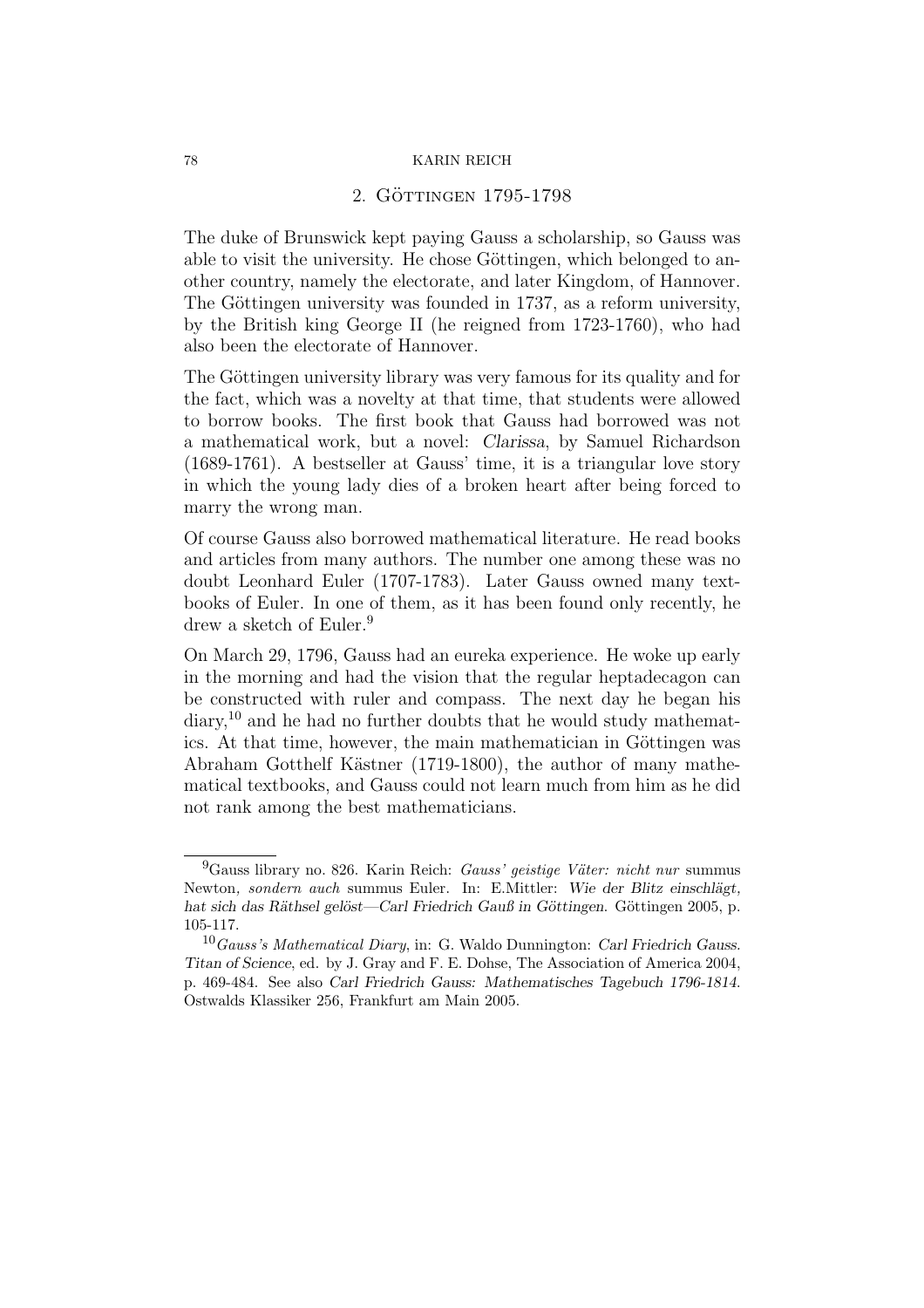## 2. Göttingen 1795-1798

The duke of Brunswick kept paying Gauss a scholarship, so Gauss was able to visit the university. He chose Göttingen, which belonged to another country, namely the electorate, and later Kingdom, of Hannover. The Göttingen university was founded in 1737, as a reform university, by the British king George II (he reigned from 1723-1760), who had also been the electorate of Hannover.

The Göttingen university library was very famous for its quality and for the fact, which was a novelty at that time, that students were allowed to borrow books. The first book that Gauss had borrowed was not a mathematical work, but a novel: *Clarissa*, by Samuel Richardson (1689-1761). A bestseller at Gauss' time, it is a triangular love story in which the young lady dies of a broken heart after being forced to marry the wrong man.

Of course Gauss also borrowed mathematical literature. He read books and articles from many authors. The number one among these was no doubt Leonhard Euler (1707-1783). Later Gauss owned many textbooks of Euler. In one of them, as it has been found only recently, he drew a sketch of Euler.[9]

On March 29, 1796, Gauss had an eureka experience. He woke up early in the morning and had the vision that the regular heptadecagon can be constructed with ruler and compass. The next day he began his diary,[10] and he had no further doubts that he would study mathematics. At that time, however, the main mathematician in Göttingen was Abraham Gotthelf Kästner (1719-1800), the author of many mathematical textbooks, and Gauss could not learn much from him as he did not rank among the best mathematicians.

---

[9] Gauss library no. 826. Karin Reich: *Gauss' geistige Väter: nicht nur* summus Newton, *sondern auch* summus Euler. In: E.Mittler: *Wie der Blitz einschlägt, hat sich das Räthsel gelöst—Carl Friedrich Gauß in Göttingen*. Göttingen 2005, p. 105-117.

[10] *Gauss's Mathematical Diary*, in: G. Waldo Dunnington: *Carl Friedrich Gauss. Titan of Science*, ed. by J. Gray and F. E. Dohse, The Association of America 2004, p. 469-484. See also *Carl Friedrich Gauss: Mathematisches Tagebuch 1796-1814*. Ostwalds Klassiker 256, Frankfurt am Main 2005.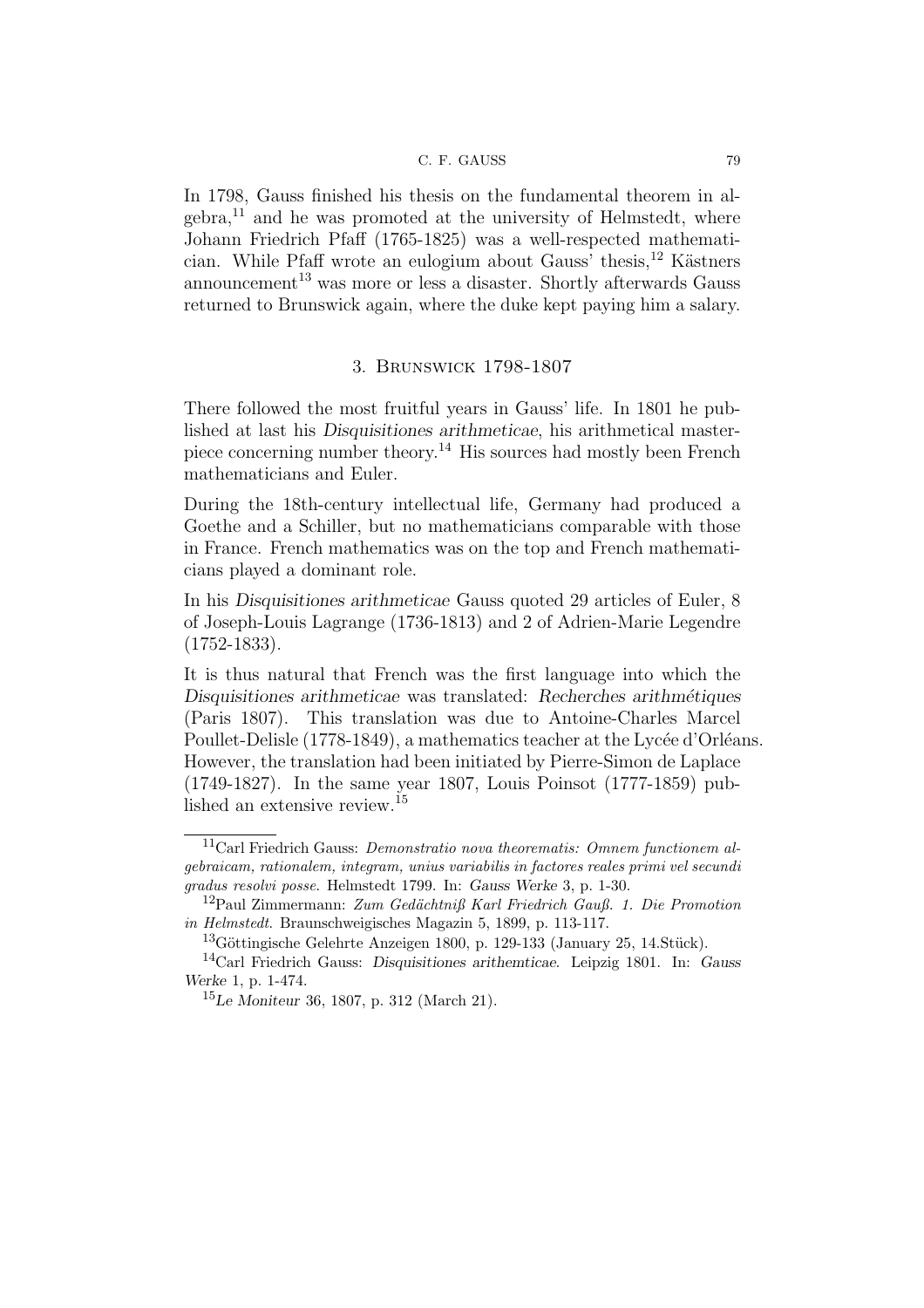In 1798, Gauss finished his thesis on the fundamental theorem in algebra,[11] and he was promoted at the university of Helmstedt, where Johann Friedrich Pfaff (1765-1825) was a well-respected mathematician. While Pfaff wrote an eulogium about Gauss' thesis,[12] Kästners announcement[13] was more or less a disaster. Shortly afterwards Gauss returned to Brunswick again, where the duke kept paying him a salary.

## 3. Brunswick 1798-1807

There followed the most fruitful years in Gauss' life. In 1801 he published at last his *Disquisitiones arithmeticae*, his arithmetical masterpiece concerning number theory.[14] His sources had mostly been French mathematicians and Euler.

During the 18th-century intellectual life, Germany had produced a Goethe and a Schiller, but no mathematicians comparable with those in France. French mathematics was on the top and French mathematicians played a dominant role.

In his *Disquisitiones arithmeticae* Gauss quoted 29 articles of Euler, 8 of Joseph-Louis Lagrange (1736-1813) and 2 of Adrien-Marie Legendre (1752-1833).

It is thus natural that French was the first language into which the *Disquisitiones arithmeticae* was translated: *Recherches arithmétiques* (Paris 1807). This translation was due to Antoine-Charles Marcel Poullet-Delisle (1778-1849), a mathematics teacher at the Lycée d'Orléans. However, the translation had been initiated by Pierre-Simon de Laplace (1749-1827). In the same year 1807, Louis Poinsot (1777-1859) published an extensive review.[15]

---

[11] Carl Friedrich Gauss: *Demonstratio nova theorematis: Omnem functionem algebraicam, rationalem, integram, unius variabilis in factores reales primi vel secundi gradus resolvi posse.* Helmstedt 1799. In: *Gauss Werke* 3, p. 1-30.

[12] Paul Zimmermann: *Zum Gedächtniß Karl Friedrich Gauß. 1. Die Promotion in Helmstedt.* Braunschweigisches Magazin 5, 1899, p. 113-117.

[13] Göttingische Gelehrte Anzeigen 1800, p. 129-133 (January 25, 14.Stück).

[14] Carl Friedrich Gauss: *Disquisitiones arithemticae*. Leipzig 1801. In: *Gauss Werke* 1, p. 1-474.

[15] *Le Moniteur* 36, 1807, p. 312 (March 21).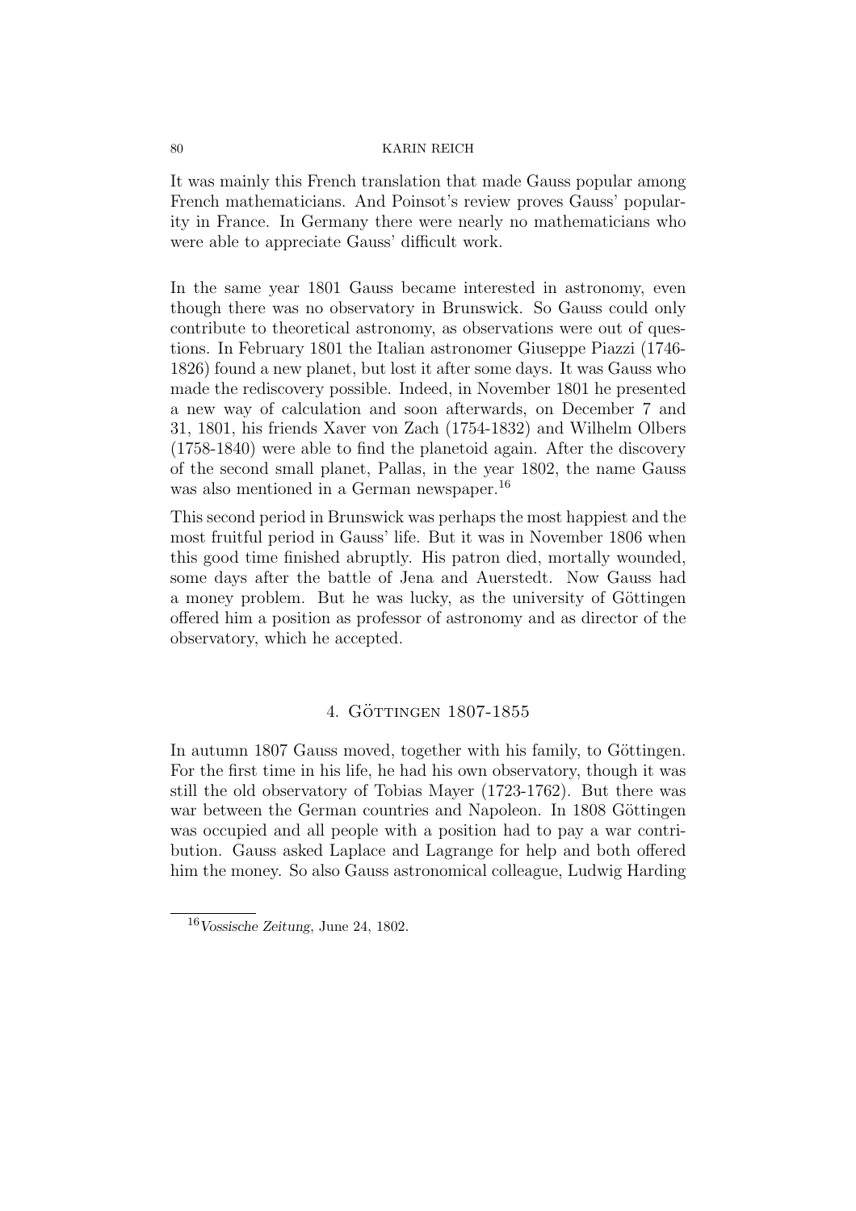It was mainly this French translation that made Gauss popular among French mathematicians. And Poinsot's review proves Gauss' popularity in France. In Germany there were nearly no mathematicians who were able to appreciate Gauss' difficult work.

In the same year 1801 Gauss became interested in astronomy, even though there was no observatory in Brunswick. So Gauss could only contribute to theoretical astronomy, as observations were out of questions. In February 1801 the Italian astronomer Giuseppe Piazzi (1746-1826) found a new planet, but lost it after some days. It was Gauss who made the rediscovery possible. Indeed, in November 1801 he presented a new way of calculation and soon afterwards, on December 7 and 31, 1801, his friends Xaver von Zach (1754-1832) and Wilhelm Olbers (1758-1840) were able to find the planetoid again. After the discovery of the second small planet, Pallas, in the year 1802, the name Gauss was also mentioned in a German newspaper.[16]

This second period in Brunswick was perhaps the most happiest and the most fruitful period in Gauss' life. But it was in November 1806 when this good time finished abruptly. His patron died, mortally wounded, some days after the battle of Jena and Auerstedt. Now Gauss had a money problem. But he was lucky, as the university of Göttingen offered him a position as professor of astronomy and as director of the observatory, which he accepted.

## 4. Göttingen 1807-1855

In autumn 1807 Gauss moved, together with his family, to Göttingen. For the first time in his life, he had his own observatory, though it was still the old observatory of Tobias Mayer (1723-1762). But there was war between the German countries and Napoleon. In 1808 Göttingen was occupied and all people with a position had to pay a war contribution. Gauss asked Laplace and Lagrange for help and both offered him the money. So also Gauss astronomical colleague, Ludwig Harding

[16] *Vossische Zeitung*, June 24, 1802.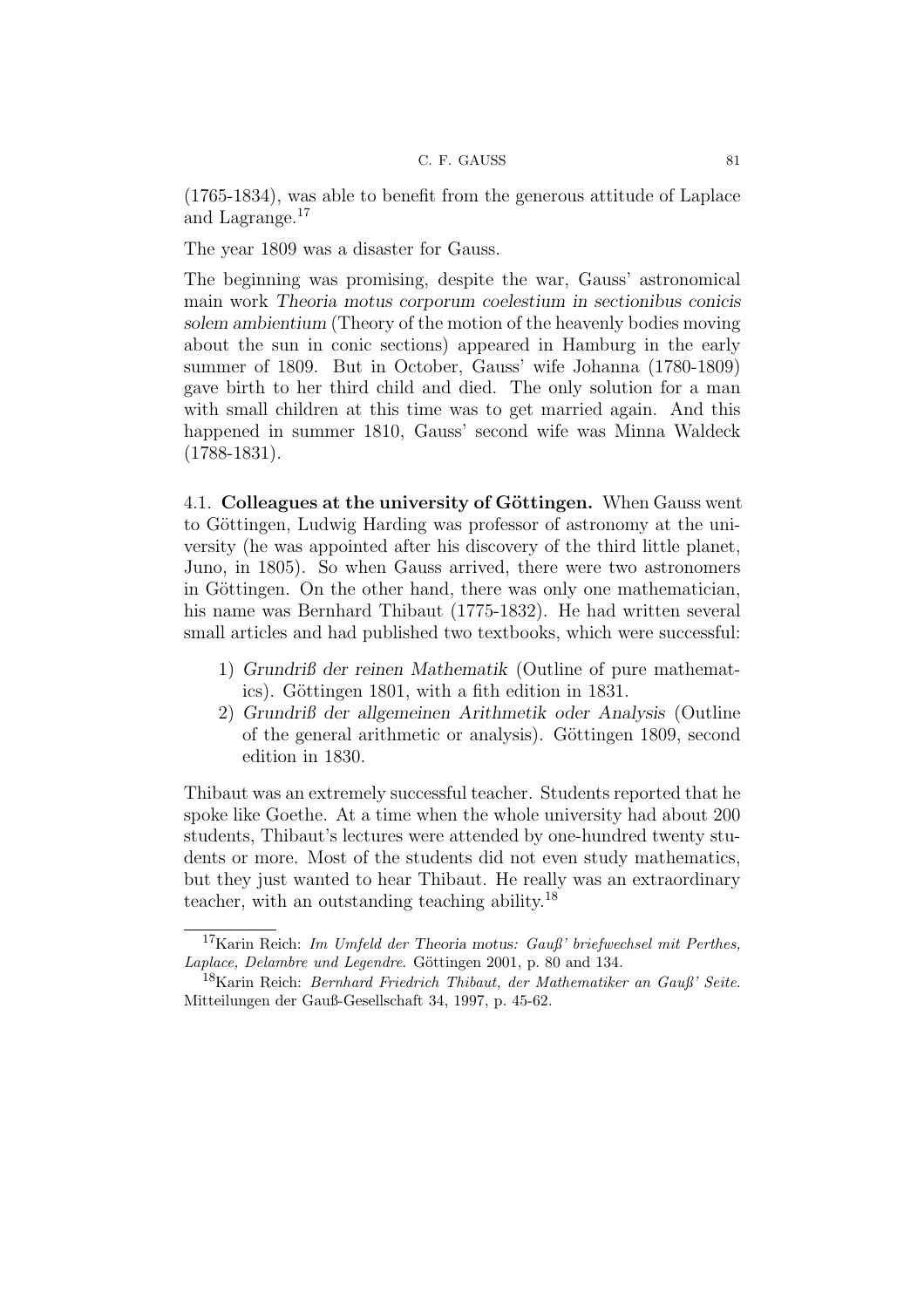(1765-1834), was able to benefit from the generous attitude of Laplace and Lagrange.[17]

The year 1809 was a disaster for Gauss.

The beginning was promising, despite the war, Gauss' astronomical main work *Theoria motus corporum coelestium in sectionibus conicis solem ambientium* (Theory of the motion of the heavenly bodies moving about the sun in conic sections) appeared in Hamburg in the early summer of 1809. But in October, Gauss' wife Johanna (1780-1809) gave birth to her third child and died. The only solution for a man with small children at this time was to get married again. And this happened in summer 1810, Gauss' second wife was Minna Waldeck (1788-1831).

4.1. **Colleagues at the university of Göttingen.** When Gauss went to Göttingen, Ludwig Harding was professor of astronomy at the university (he was appointed after his discovery of the third little planet, Juno, in 1805). So when Gauss arrived, there were two astronomers in Göttingen. On the other hand, there was only one mathematician, his name was Bernhard Thibaut (1775-1832). He had written several small articles and had published two textbooks, which were successful:

1) *Grundriß der reinen Mathematik* (Outline of pure mathematics). Göttingen 1801, with a fith edition in 1831.
2) *Grundriß der allgemeinen Arithmetik oder Analysis* (Outline of the general arithmetic or analysis). Göttingen 1809, second edition in 1830.

Thibaut was an extremely successful teacher. Students reported that he spoke like Goethe. At a time when the whole university had about 200 students, Thibaut's lectures were attended by one-hundred twenty students or more. Most of the students did not even study mathematics, but they just wanted to hear Thibaut. He really was an extraordinary teacher, with an outstanding teaching ability.[18]

---

[17] Karin Reich: *Im Umfeld der* Theoria motus*: Gauß' briefwechsel mit Perthes, Laplace, Delambre und Legendre.* Göttingen 2001, p. 80 and 134.

[18] Karin Reich: *Bernhard Friedrich Thibaut, der Mathematiker an Gauß' Seite.* Mitteilungen der Gauß-Gesellschaft 34, 1997, p. 45-62.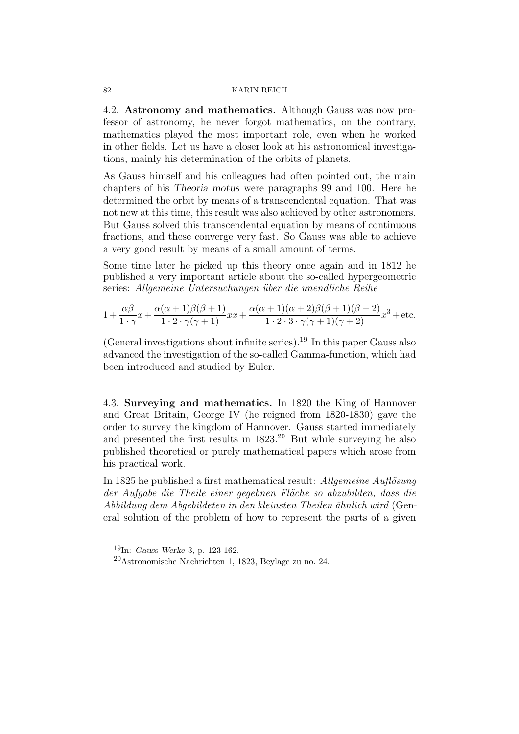4.2. **Astronomy and mathematics.** Although Gauss was now professor of astronomy, he never forgot mathematics, on the contrary, mathematics played the most important role, even when he worked in other fields. Let us have a closer look at his astronomical investigations, mainly his determination of the orbits of planets.

As Gauss himself and his colleagues had often pointed out, the main chapters of his *Theoria motus* were paragraphs 99 and 100. Here he determined the orbit by means of a transcendental equation. That was not new at this time, this result was also achieved by other astronomers. But Gauss solved this transcendental equation by means of continuous fractions, and these converge very fast. So Gauss was able to achieve a very good result by means of a small amount of terms.

Some time later he picked up this theory once again and in 1812 he published a very important article about the so-called hypergeometric series: *Allgemeine Untersuchungen über die unendliche Reihe*

$$1 + \frac{\alpha\beta}{1\cdot\gamma}x + \frac{\alpha(\alpha+1)\beta(\beta+1)}{1\cdot 2\cdot\gamma(\gamma+1)}xx + \frac{\alpha(\alpha+1)(\alpha+2)\beta(\beta+1)(\beta+2)}{1\cdot 2\cdot 3\cdot\gamma(\gamma+1)(\gamma+2)}x^3 + \text{etc.}$$

(General investigations about infinite series).[19] In this paper Gauss also advanced the investigation of the so-called Gamma-function, which had been introduced and studied by Euler.

4.3. **Surveying and mathematics.** In 1820 the King of Hannover and Great Britain, George IV (he reigned from 1820-1830) gave the order to survey the kingdom of Hannover. Gauss started immediately and presented the first results in 1823.[20] But while surveying he also published theoretical or purely mathematical papers which arose from his practical work.

In 1825 he published a first mathematical result: *Allgemeine Auflösung der Aufgabe die Theile einer gegebnen Fläche so abzubilden, dass die Abbildung dem Abgebildeten in den kleinsten Theilen ähnlich wird* (General solution of the problem of how to represent the parts of a given

[19]In: *Gauss Werke* 3, p. 123-162.

[20]Astronomische Nachrichten 1, 1823, Beylage zu no. 24.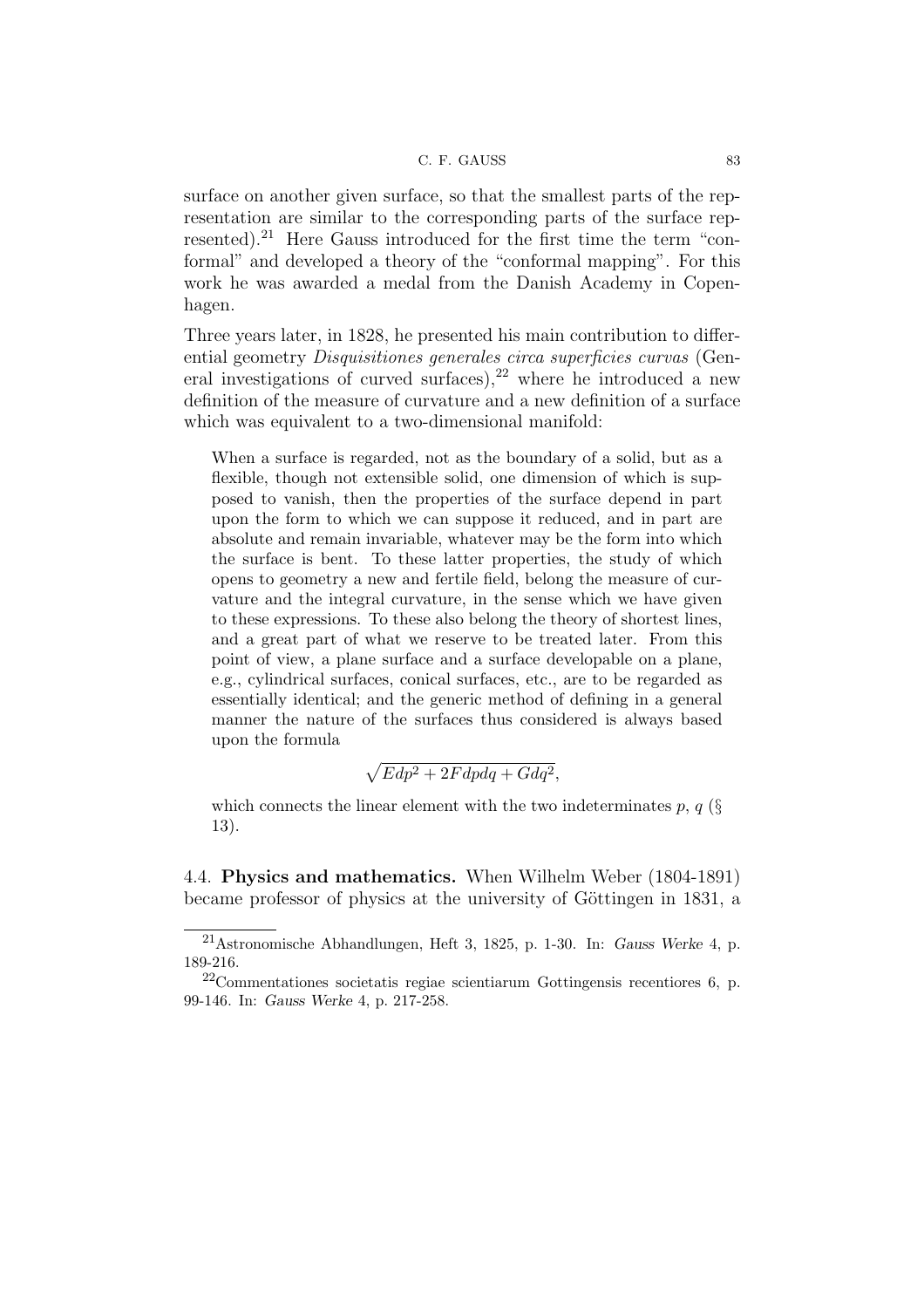surface on another given surface, so that the smallest parts of the representation are similar to the corresponding parts of the surface represented).[21] Here Gauss introduced for the first time the term "conformal" and developed a theory of the "conformal mapping". For this work he was awarded a medal from the Danish Academy in Copenhagen.

Three years later, in 1828, he presented his main contribution to differential geometry *Disquisitiones generales circa superficies curvas* (General investigations of curved surfaces),[22] where he introduced a new definition of the measure of curvature and a new definition of a surface which was equivalent to a two-dimensional manifold:

> When a surface is regarded, not as the boundary of a solid, but as a flexible, though not extensible solid, one dimension of which is supposed to vanish, then the properties of the surface depend in part upon the form to which we can suppose it reduced, and in part are absolute and remain invariable, whatever may be the form into which the surface is bent. To these latter properties, the study of which opens to geometry a new and fertile field, belong the measure of curvature and the integral curvature, in the sense which we have given to these expressions. To these also belong the theory of shortest lines, and a great part of what we reserve to be treated later. From this point of view, a plane surface and a surface developable on a plane, e.g., cylindrical surfaces, conical surfaces, etc., are to be regarded as essentially identical; and the generic method of defining in a general manner the nature of the surfaces thus considered is always based upon the formula
>
> $$\sqrt{Edp^2 + 2Fdpdq + Gdq^2},$$
>
> which connects the linear element with the two indeterminates $p$, $q$ (§ 13).

4.4. **Physics and mathematics.** When Wilhelm Weber (1804-1891) became professor of physics at the university of Göttingen in 1831, a

---

[21] Astronomische Abhandlungen, Heft 3, 1825, p. 1-30. In: *Gauss Werke* 4, p. 189-216.

[22] Commentationes societatis regiae scientiarum Gottingensis recentiores 6, p. 99-146. In: *Gauss Werke* 4, p. 217-258.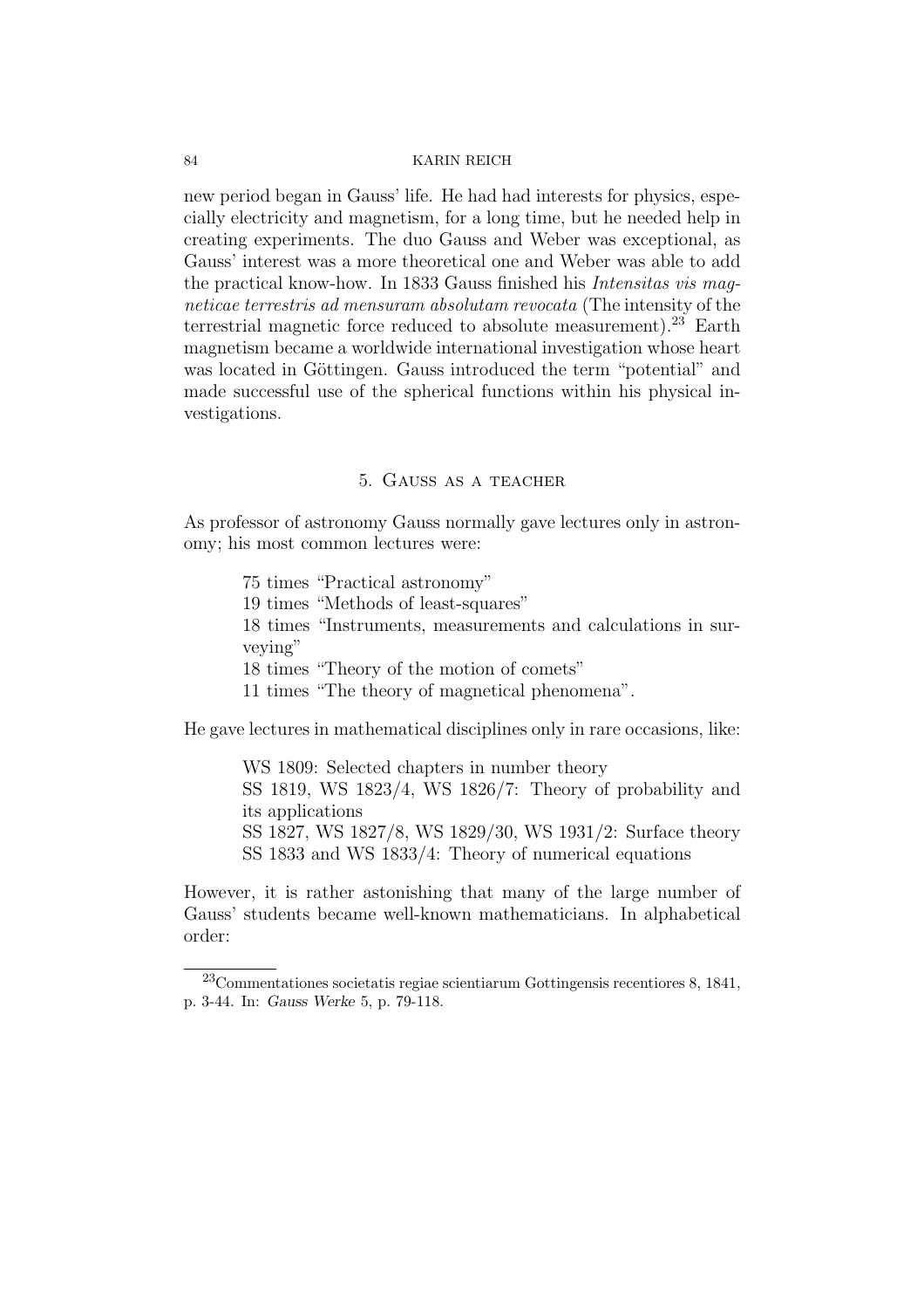new period began in Gauss' life. He had had interests for physics, especially electricity and magnetism, for a long time, but he needed help in creating experiments. The duo Gauss and Weber was exceptional, as Gauss' interest was a more theoretical one and Weber was able to add the practical know-how. In 1833 Gauss finished his *Intensitas vis magneticae terrestris ad mensuram absolutam revocata* (The intensity of the terrestrial magnetic force reduced to absolute measurement).[23] Earth magnetism became a worldwide international investigation whose heart was located in Göttingen. Gauss introduced the term "potential" and made successful use of the spherical functions within his physical investigations.

## 5. Gauss as a teacher

As professor of astronomy Gauss normally gave lectures only in astronomy; his most common lectures were:

> 75 times "Practical astronomy"
> 19 times "Methods of least-squares"
> 18 times "Instruments, measurements and calculations in surveying"
> 18 times "Theory of the motion of comets"
> 11 times "The theory of magnetical phenomena".

He gave lectures in mathematical disciplines only in rare occasions, like:

> WS 1809: Selected chapters in number theory
> SS 1819, WS 1823/4, WS 1826/7: Theory of probability and its applications
> SS 1827, WS 1827/8, WS 1829/30, WS 1931/2: Surface theory
> SS 1833 and WS 1833/4: Theory of numerical equations

However, it is rather astonishing that many of the large number of Gauss' students became well-known mathematicians. In alphabetical order:

---

[23] Commentationes societatis regiae scientiarum Gottingensis recentiores 8, 1841, p. 3-44. In: *Gauss Werke* 5, p. 79-118.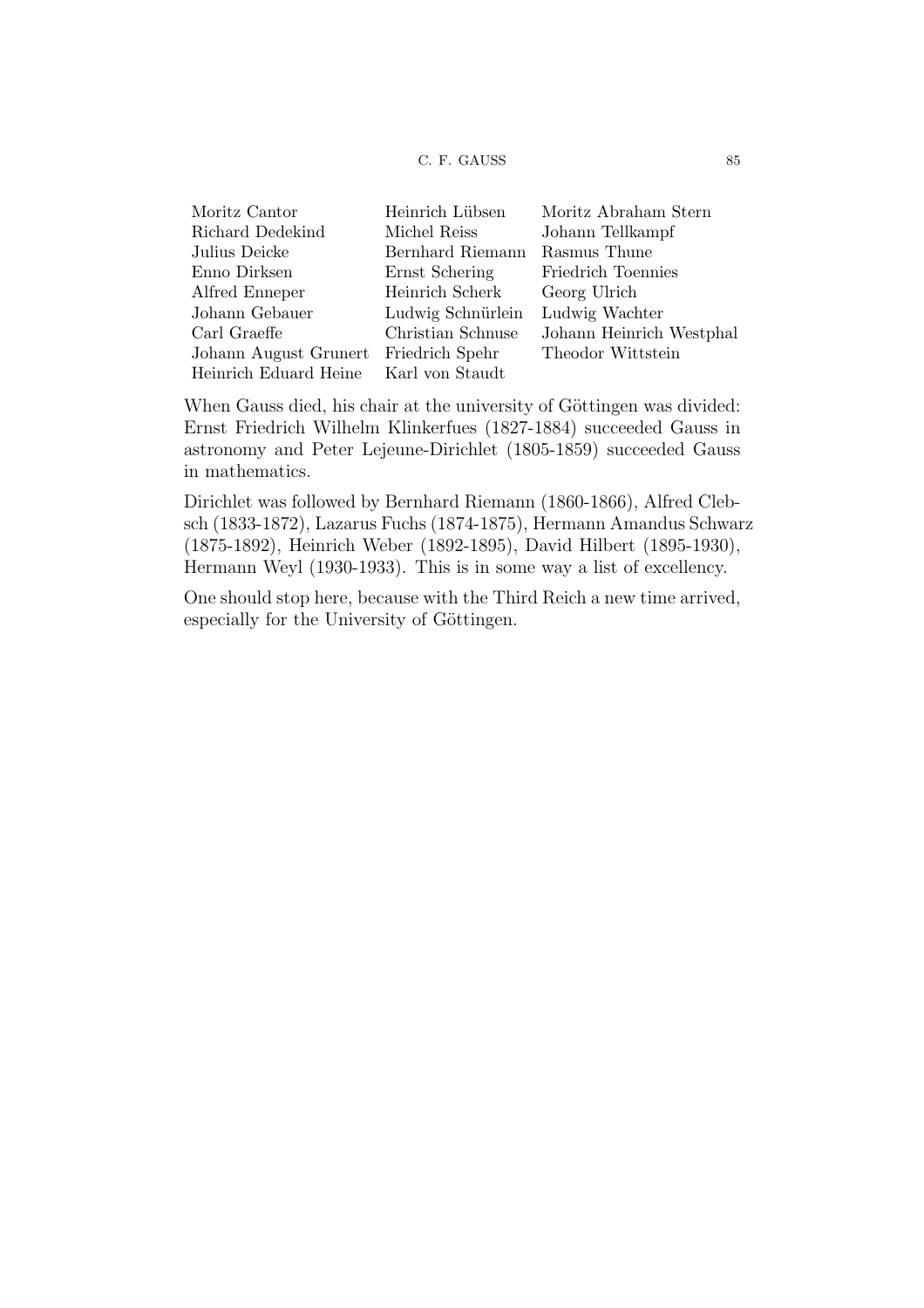| | | |
|---|---|---|
| Moritz Cantor | Heinrich Lübsen | Moritz Abraham Stern |
| Richard Dedekind | Michel Reiss | Johann Tellkampf |
| Julius Deicke | Bernhard Riemann | Rasmus Thune |
| Enno Dirksen | Ernst Schering | Friedrich Toennies |
| Alfred Enneper | Heinrich Scherk | Georg Ulrich |
| Johann Gebauer | Ludwig Schnürlein | Ludwig Wachter |
| Carl Graeffe | Christian Schnuse | Johann Heinrich Westphal |
| Johann August Grunert | Friedrich Spehr | Theodor Wittstein |
| Heinrich Eduard Heine | Karl von Staudt | |

When Gauss died, his chair at the university of Göttingen was divided: Ernst Friedrich Wilhelm Klinkerfues (1827-1884) succeeded Gauss in astronomy and Peter Lejeune-Dirichlet (1805-1859) succeeded Gauss in mathematics.

Dirichlet was followed by Bernhard Riemann (1860-1866), Alfred Clebsch (1833-1872), Lazarus Fuchs (1874-1875), Hermann Amandus Schwarz (1875-1892), Heinrich Weber (1892-1895), David Hilbert (1895-1930), Hermann Weyl (1930-1933). This is in some way a list of excellency.

One should stop here, because with the Third Reich a new time arrived, especially for the University of Göttingen.